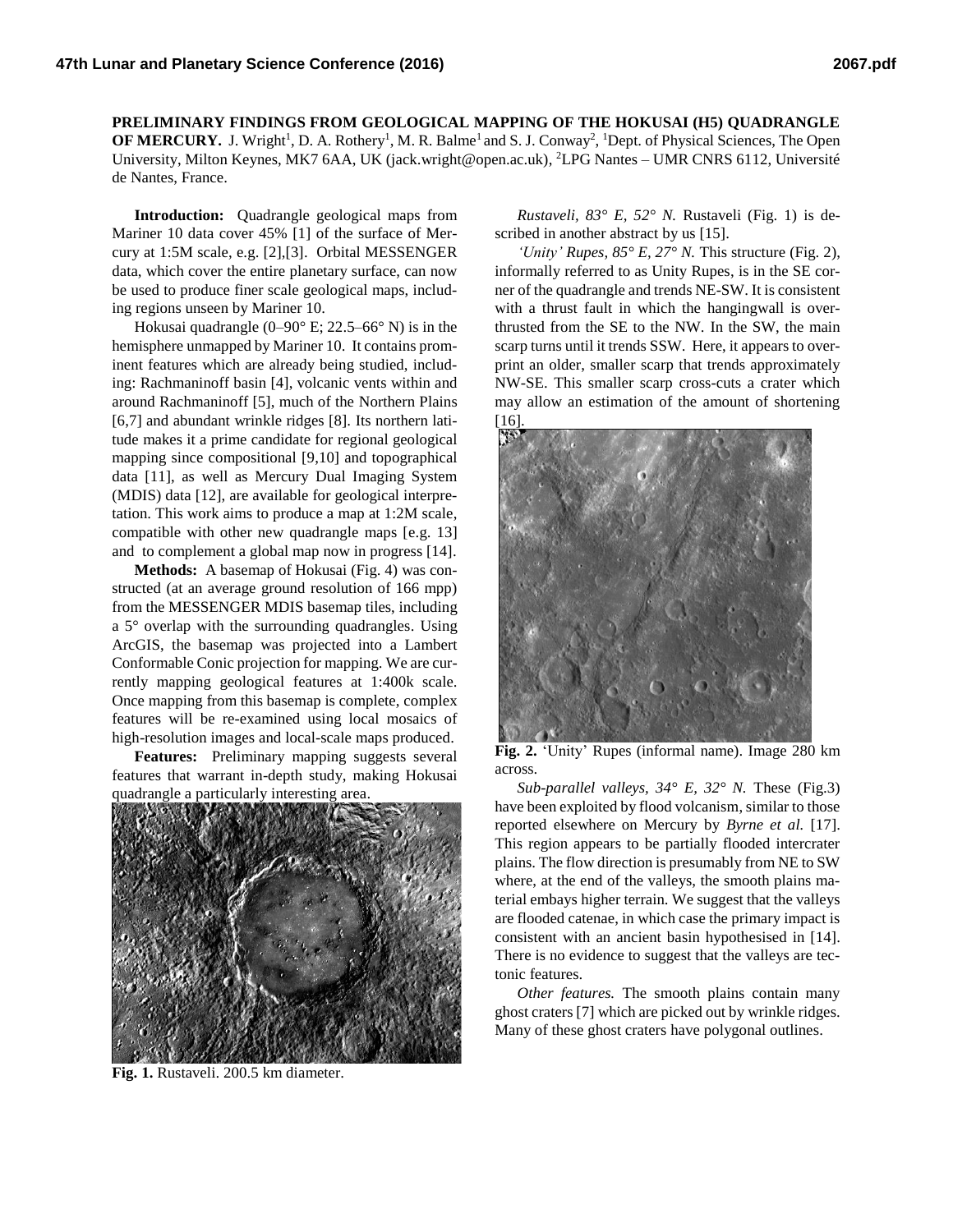**PRELIMINARY FINDINGS FROM GEOLOGICAL MAPPING OF THE HOKUSAI (H5) QUADRANGLE OF MERCURY.** J. Wright[1], D. A. Rothery[1], M. R. Balme[1] and S. J. Conway[2], [1]Dept. of Physical Sciences, The Open University, Milton Keynes, MK7 6AA, UK (jack.wright@open.ac.uk), [2]LPG Nantes – UMR CNRS 6112, Université de Nantes, France.

**Introduction:** Quadrangle geological maps from Mariner 10 data cover 45% [1] of the surface of Mercury at 1:5M scale, e.g. [2],[3]. Orbital MESSENGER data, which cover the entire planetary surface, can now be used to produce finer scale geological maps, including regions unseen by Mariner 10.

Hokusai quadrangle (0–90° E; 22.5–66° N) is in the hemisphere unmapped by Mariner 10. It contains prominent features which are already being studied, including: Rachmaninoff basin [4], volcanic vents within and around Rachmaninoff [5], much of the Northern Plains [6,7] and abundant wrinkle ridges [8]. Its northern latitude makes it a prime candidate for regional geological mapping since compositional [9,10] and topographical data [11], as well as Mercury Dual Imaging System (MDIS) data [12], are available for geological interpretation. This work aims to produce a map at 1:2M scale, compatible with other new quadrangle maps [e.g. 13] and to complement a global map now in progress [14].

**Methods:** A basemap of Hokusai (Fig. 4) was constructed (at an average ground resolution of 166 mpp) from the MESSENGER MDIS basemap tiles, including a 5° overlap with the surrounding quadrangles. Using ArcGIS, the basemap was projected into a Lambert Conformable Conic projection for mapping. We are currently mapping geological features at 1:400k scale. Once mapping from this basemap is complete, complex features will be re-examined using local mosaics of high-resolution images and local-scale maps produced.

**Features:** Preliminary mapping suggests several features that warrant in-depth study, making Hokusai quadrangle a particularly interesting area.

**Fig. 1.** Rustaveli. 200.5 km diameter.

*Rustaveli, 83° E, 52° N.* Rustaveli (Fig. 1) is described in another abstract by us [15].

*'Unity' Rupes, 85° E, 27° N.* This structure (Fig. 2), informally referred to as Unity Rupes, is in the SE corner of the quadrangle and trends NE-SW. It is consistent with a thrust fault in which the hangingwall is overthrusted from the SE to the NW. In the SW, the main scarp turns until it trends SSW. Here, it appears to overprint an older, smaller scarp that trends approximately NW-SE. This smaller scarp cross-cuts a crater which may allow an estimation of the amount of shortening [16].

**Fig. 2.** 'Unity' Rupes (informal name). Image 280 km across.

*Sub-parallel valleys, 34° E, 32° N.* These (Fig.3) have been exploited by flood volcanism, similar to those reported elsewhere on Mercury by *Byrne et al.* [17]. This region appears to be partially flooded intercrater plains. The flow direction is presumably from NE to SW where, at the end of the valleys, the smooth plains material embays higher terrain. We suggest that the valleys are flooded catenae, in which case the primary impact is consistent with an ancient basin hypothesised in [14]. There is no evidence to suggest that the valleys are tectonic features.

*Other features.* The smooth plains contain many ghost craters [7] which are picked out by wrinkle ridges. Many of these ghost craters have polygonal outlines.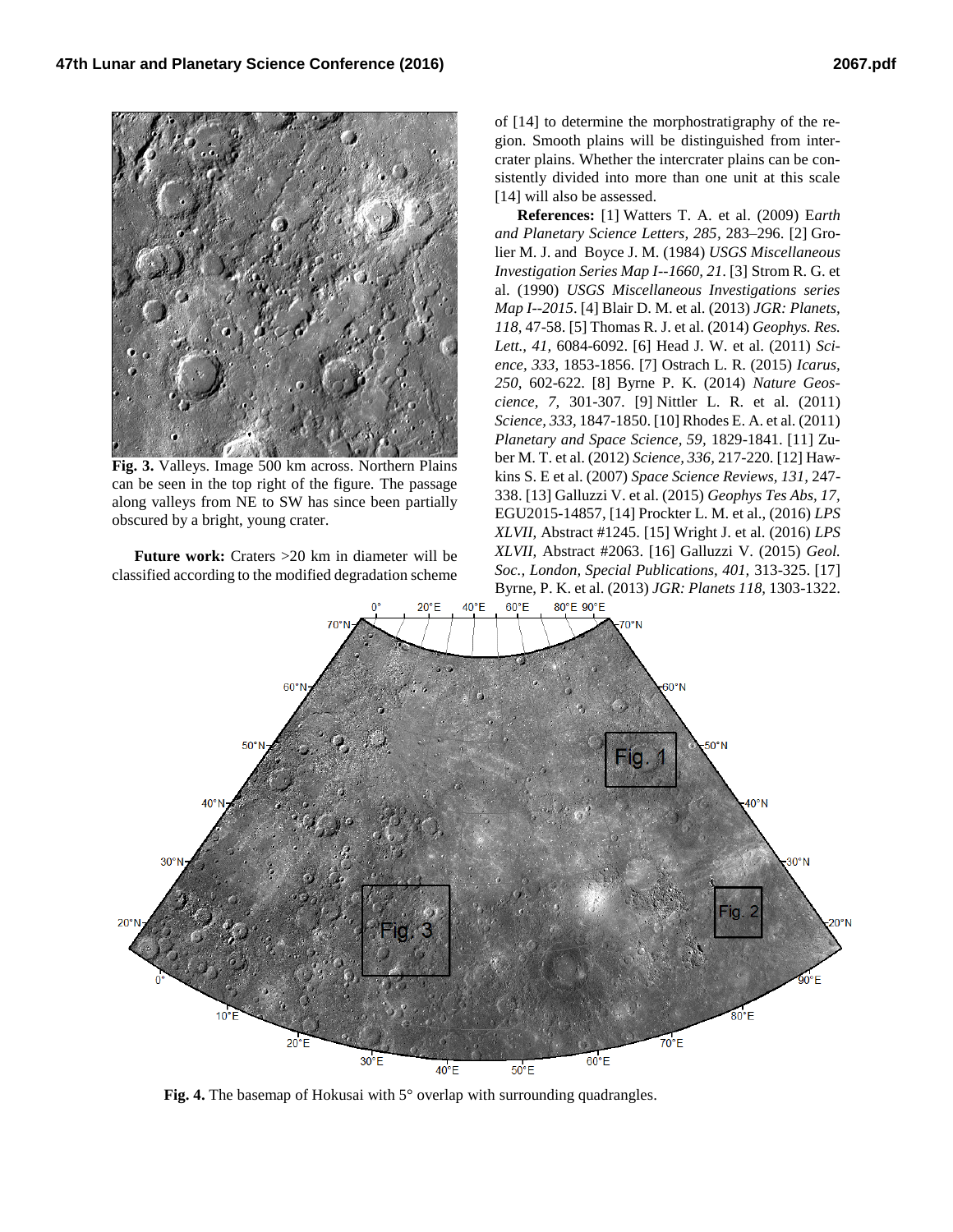**Fig. 3.** Valleys. Image 500 km across. Northern Plains can be seen in the top right of the figure. The passage along valleys from NE to SW has since been partially obscured by a bright, young crater.

**Future work:** Craters >20 km in diameter will be classified according to the modified degradation scheme of [14] to determine the morphostratigraphy of the region. Smooth plains will be distinguished from intercrater plains. Whether the intercrater plains can be consistently divided into more than one unit at this scale [14] will also be assessed.

**References:** [1] Watters T. A. et al. (2009) *Earth and Planetary Science Letters, 285,* 283–296. [2] Grolier M. J. and Boyce J. M. (1984) *USGS Miscellaneous Investigation Series Map I--1660, 21*. [3] Strom R. G. et al. (1990) *USGS Miscellaneous Investigations series Map I--2015*. [4] Blair D. M. et al. (2013) *JGR: Planets, 118,* 47-58. [5] Thomas R. J. et al. (2014) *Geophys. Res. Lett., 41,* 6084-6092. [6] Head J. W. et al. (2011) *Science, 333,* 1853-1856. [7] Ostrach L. R. (2015) *Icarus, 250,* 602-622. [8] Byrne P. K. (2014) *Nature Geoscience, 7,* 301-307. [9] Nittler L. R. et al. (2011) *Science, 333,* 1847-1850. [10] Rhodes E. A. et al. (2011) *Planetary and Space Science, 59,* 1829-1841. [11] Zuber M. T. et al. (2012) *Science, 336,* 217-220. [12] Hawkins S. E et al. (2007) *Space Science Reviews, 131,* 247-338. [13] Galluzzi V. et al. (2015) *Geophys Tes Abs, 17,* EGU2015-14857, [14] Prockter L. M. et al., (2016) *LPS XLVII,* Abstract #1245. [15] Wright J. et al. (2016) *LPS XLVII,* Abstract #2063. [16] Galluzzi V. (2015) *Geol. Soc., London, Special Publications, 401,* 313-325. [17] Byrne, P. K. et al. (2013) *JGR: Planets 118,* 1303-1322.

**Fig. 4.** The basemap of Hokusai with 5° overlap with surrounding quadrangles.